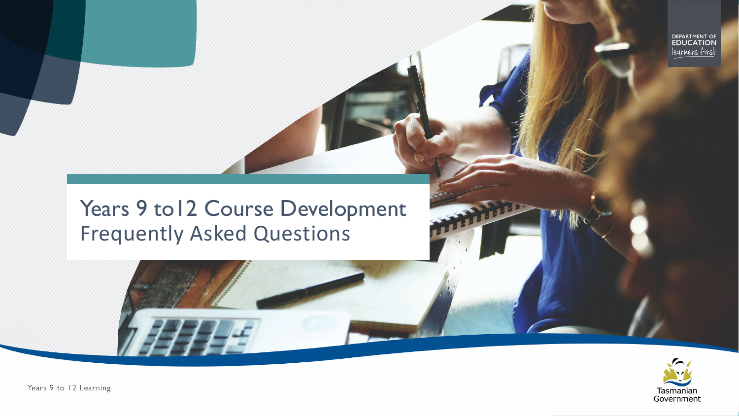# Years 9 to12 Course Development
## Frequently Asked Questions

DEPARTMENT OF EDUCATION
learners first

Years 9 to 12 Learning

Tasmanian Government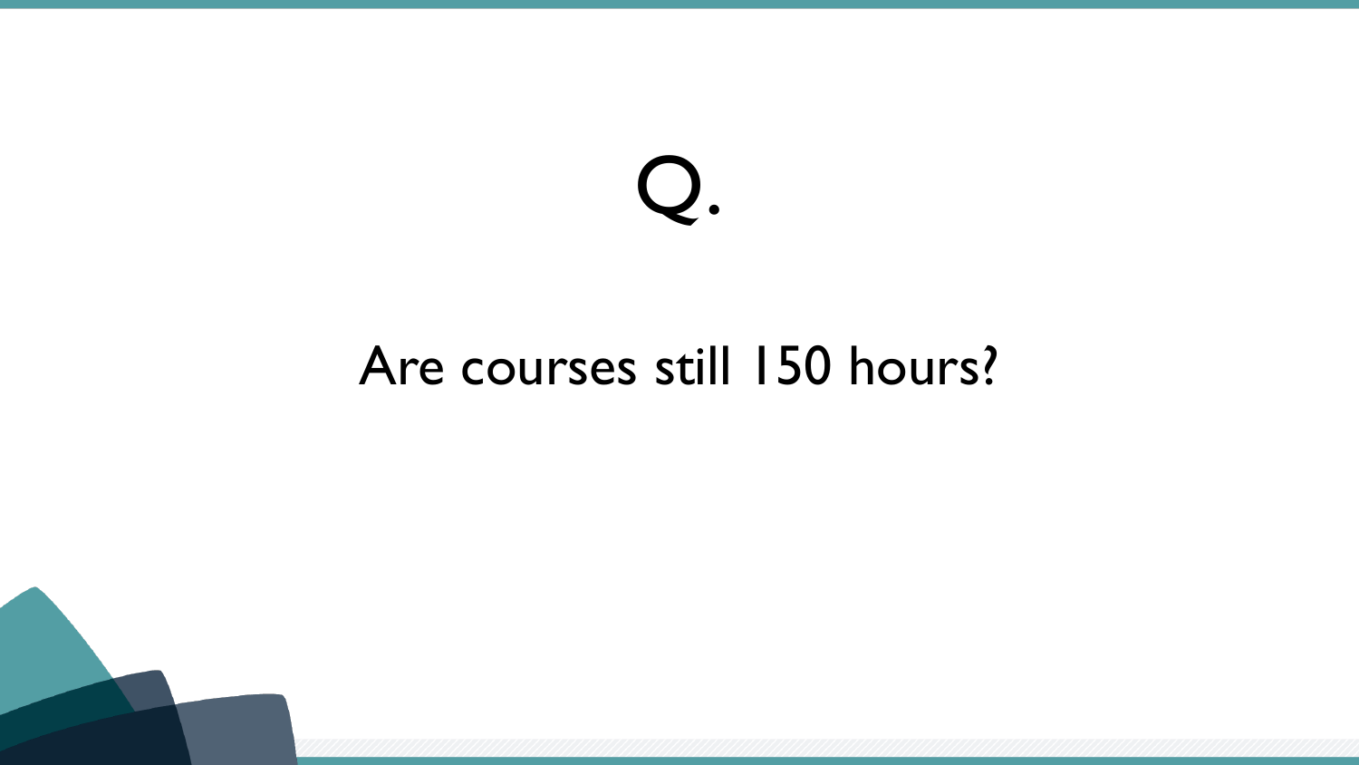# Q.

Are courses still 150 hours?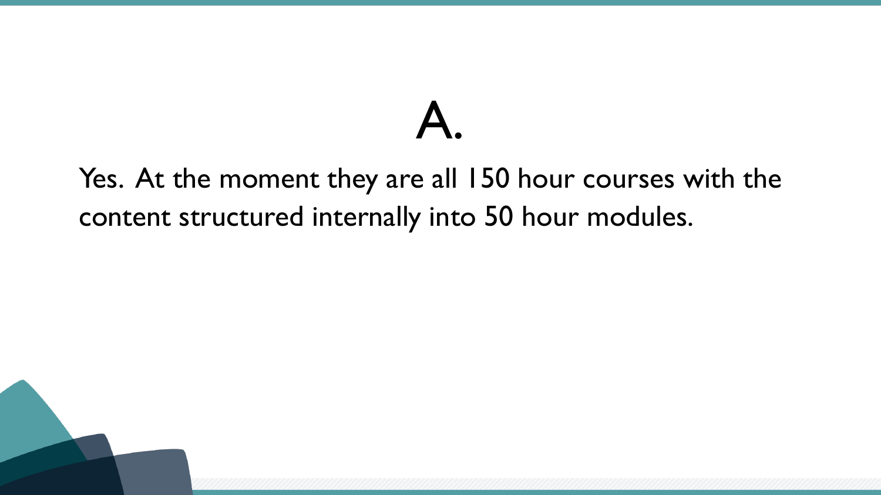# A.

Yes. At the moment they are all 150 hour courses with the content structured internally into 50 hour modules.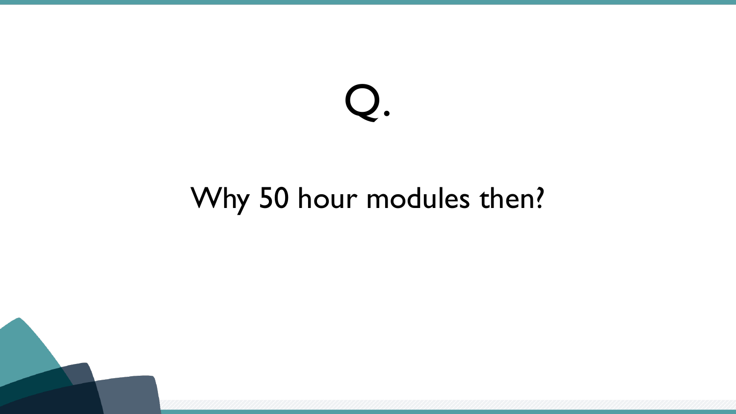# Q.

Why 50 hour modules then?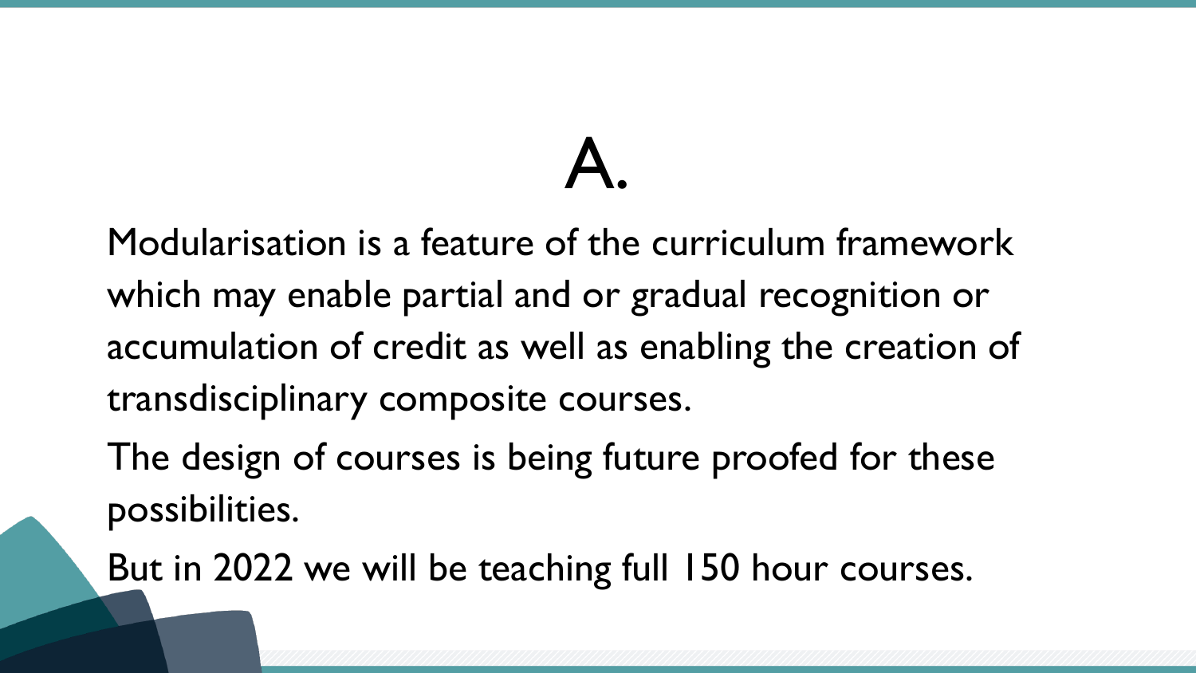# A.

Modularisation is a feature of the curriculum framework which may enable partial and or gradual recognition or accumulation of credit as well as enabling the creation of transdisciplinary composite courses.

The design of courses is being future proofed for these possibilities.

But in 2022 we will be teaching full 150 hour courses.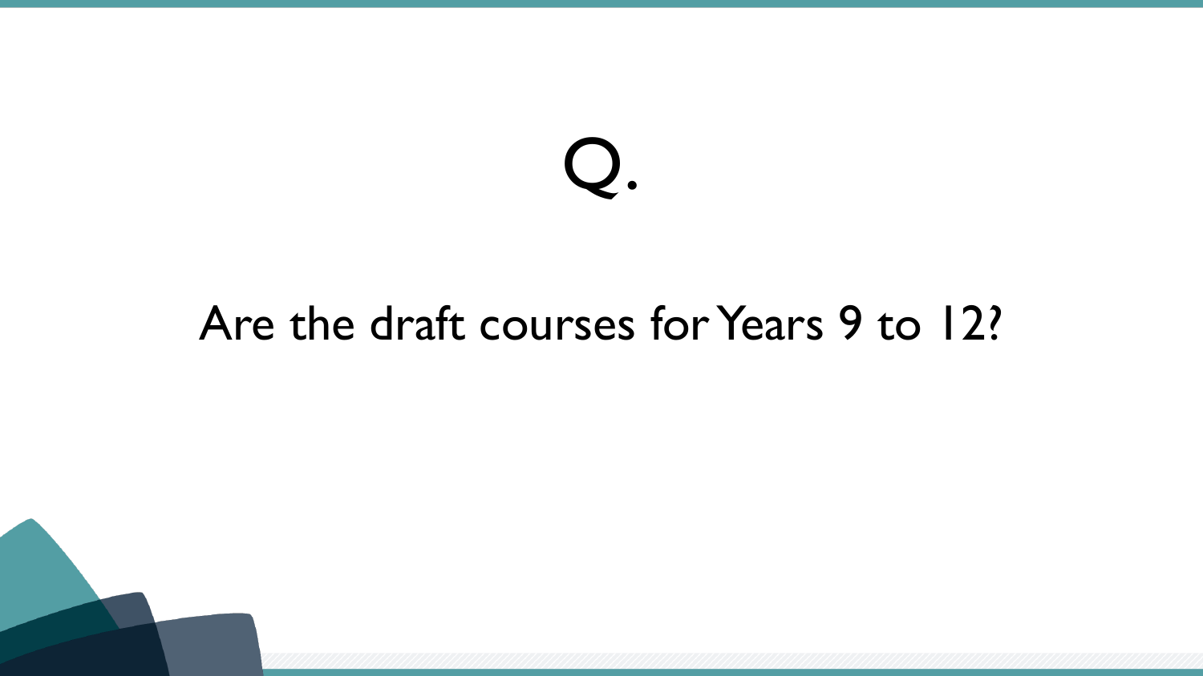# Q.

Are the draft courses for Years 9 to 12?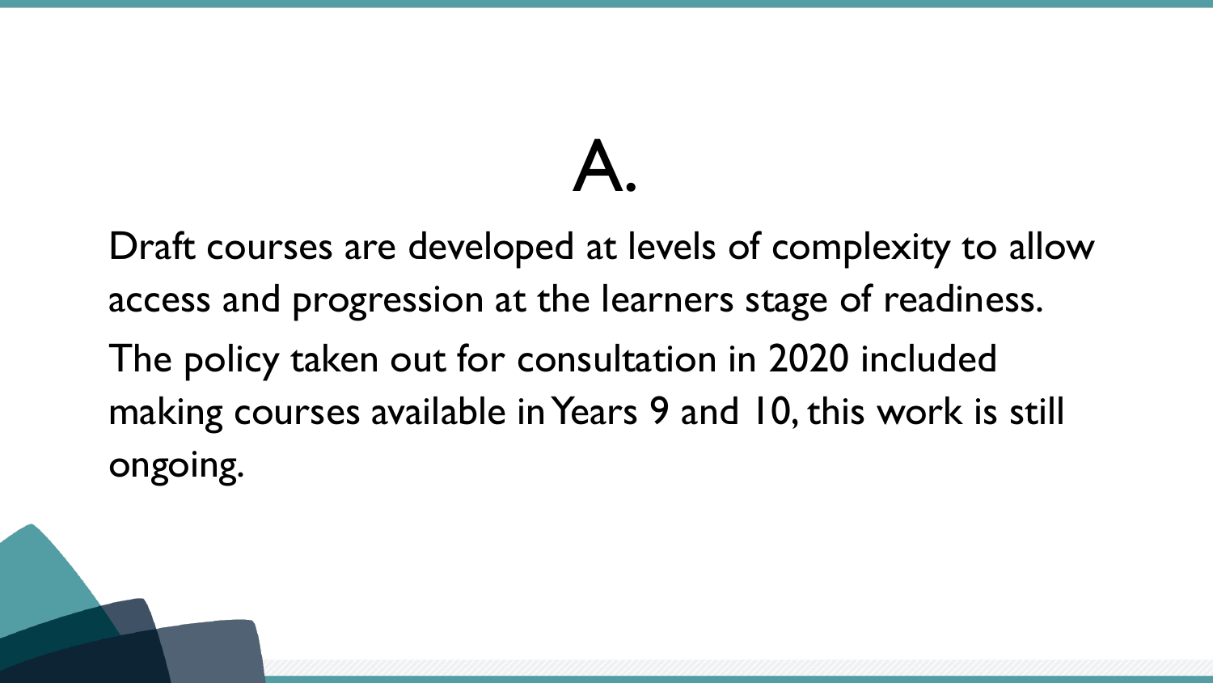# A.

Draft courses are developed at levels of complexity to allow access and progression at the learners stage of readiness.

The policy taken out for consultation in 2020 included making courses available in Years 9 and 10, this work is still ongoing.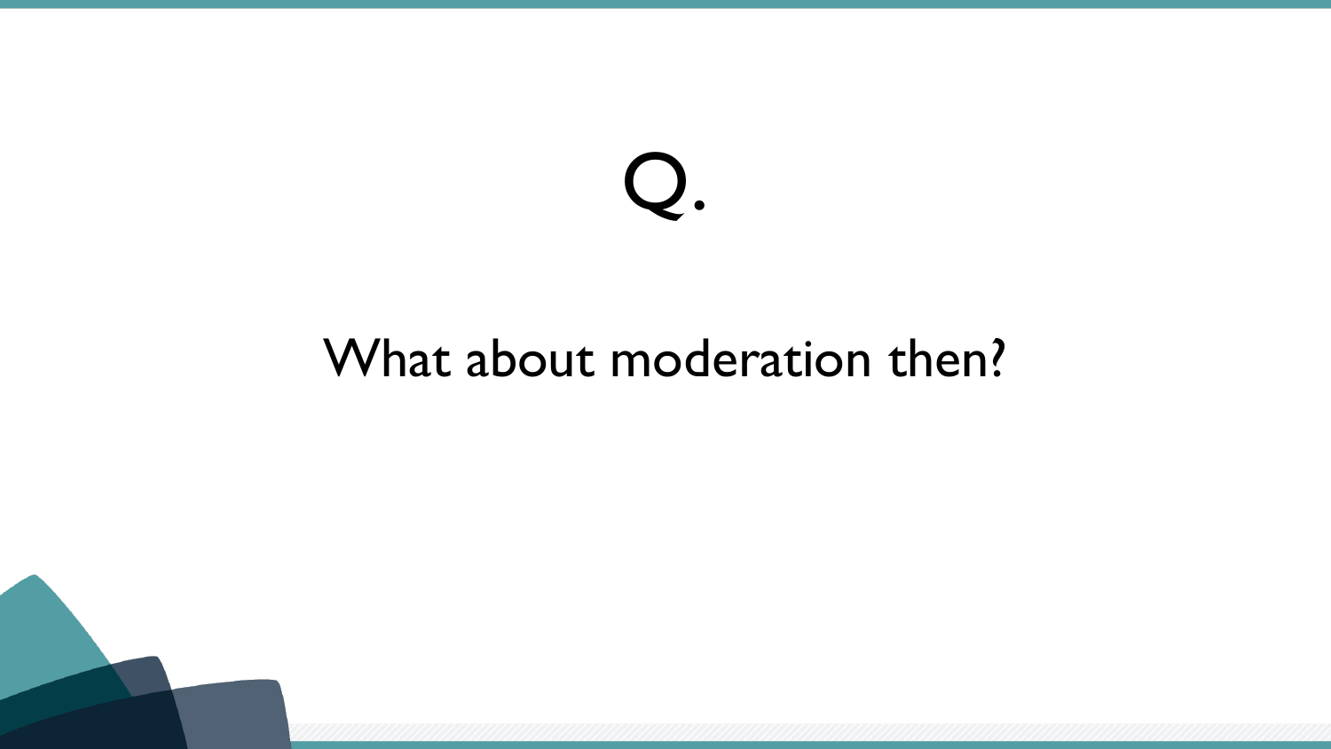# Q.

What about moderation then?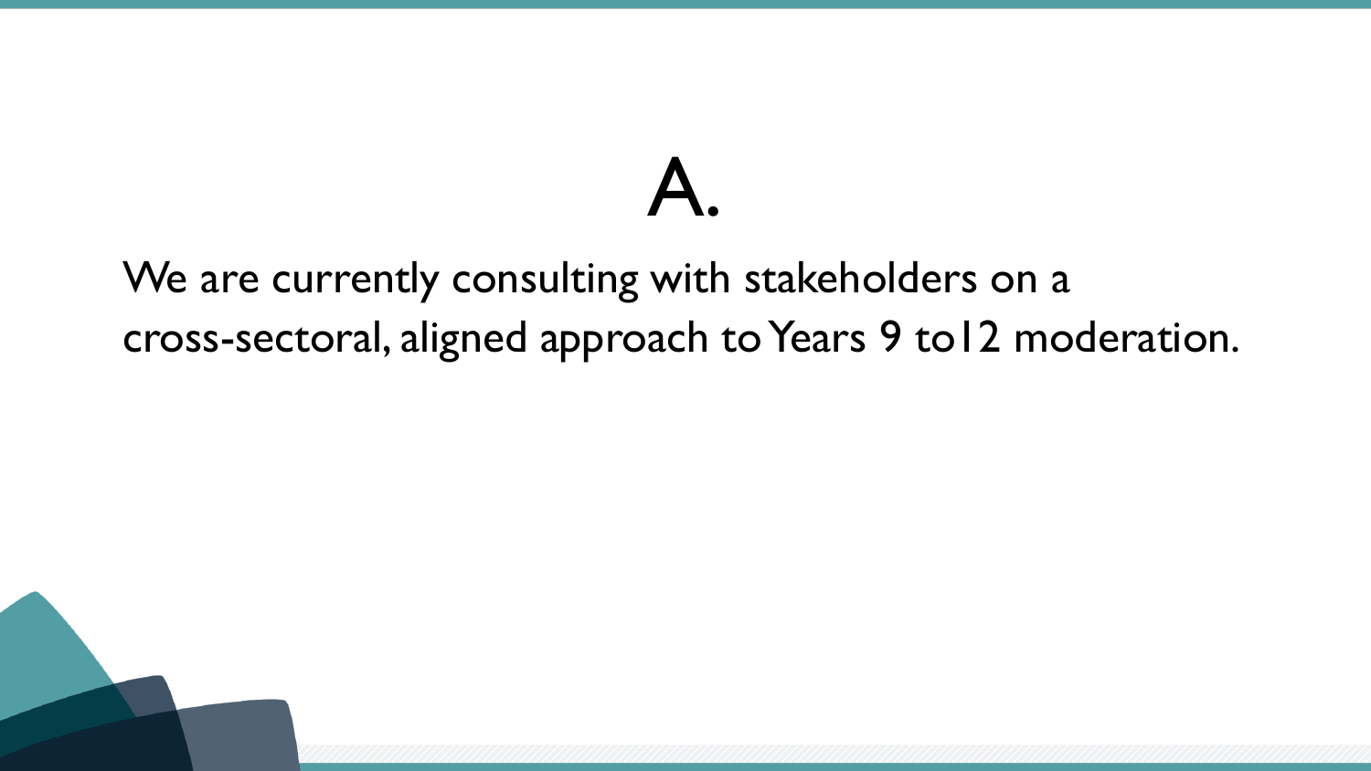# A.

We are currently consulting with stakeholders on a cross-sectoral, aligned approach to Years 9 to12 moderation.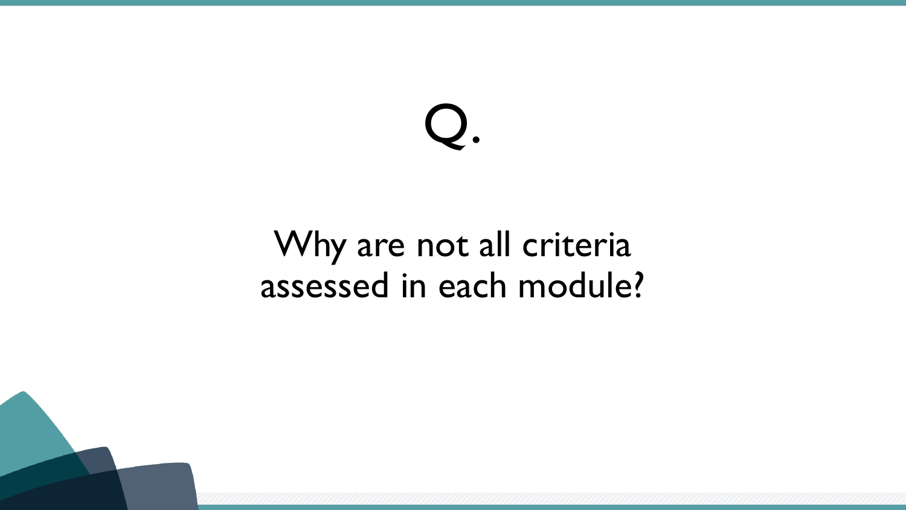# Q.

Why are not all criteria assessed in each module?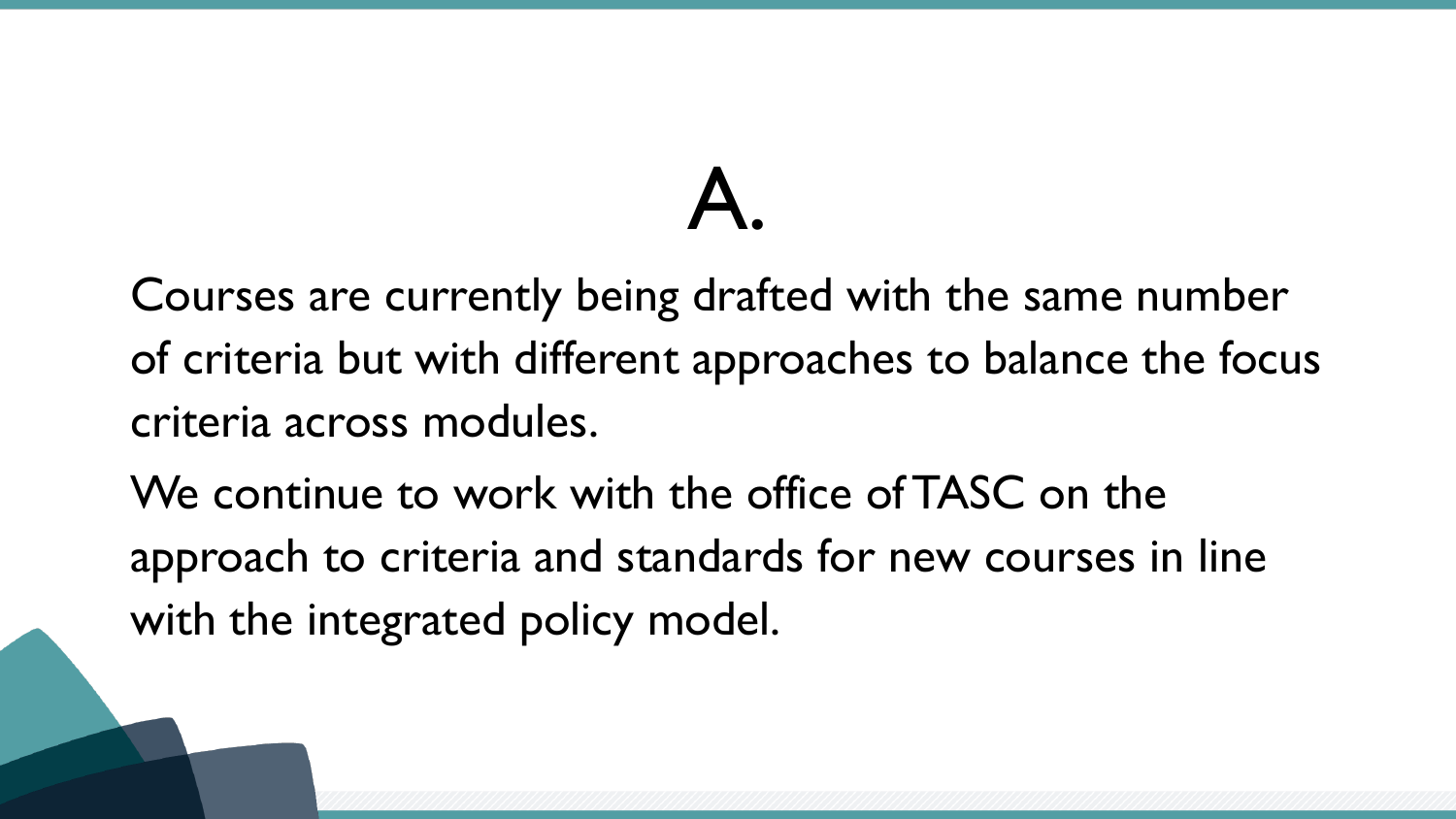# A.

Courses are currently being drafted with the same number of criteria but with different approaches to balance the focus criteria across modules.

We continue to work with the office of TASC on the approach to criteria and standards for new courses in line with the integrated policy model.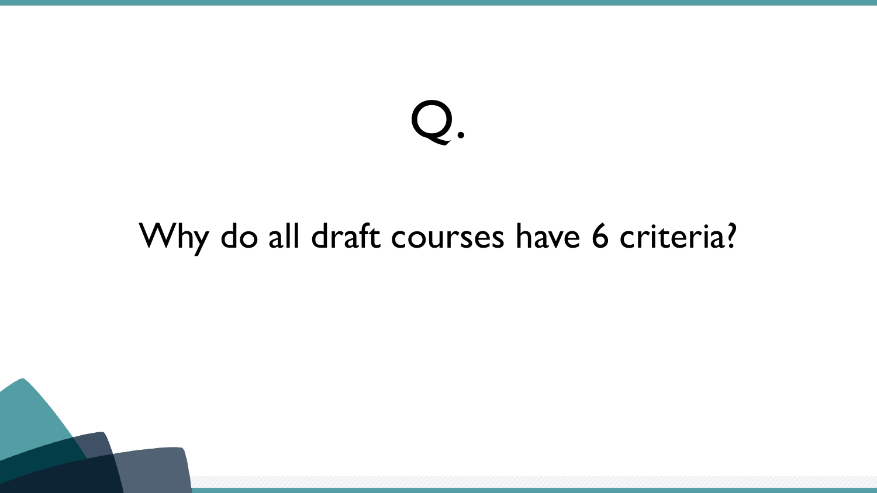# Q.

Why do all draft courses have 6 criteria?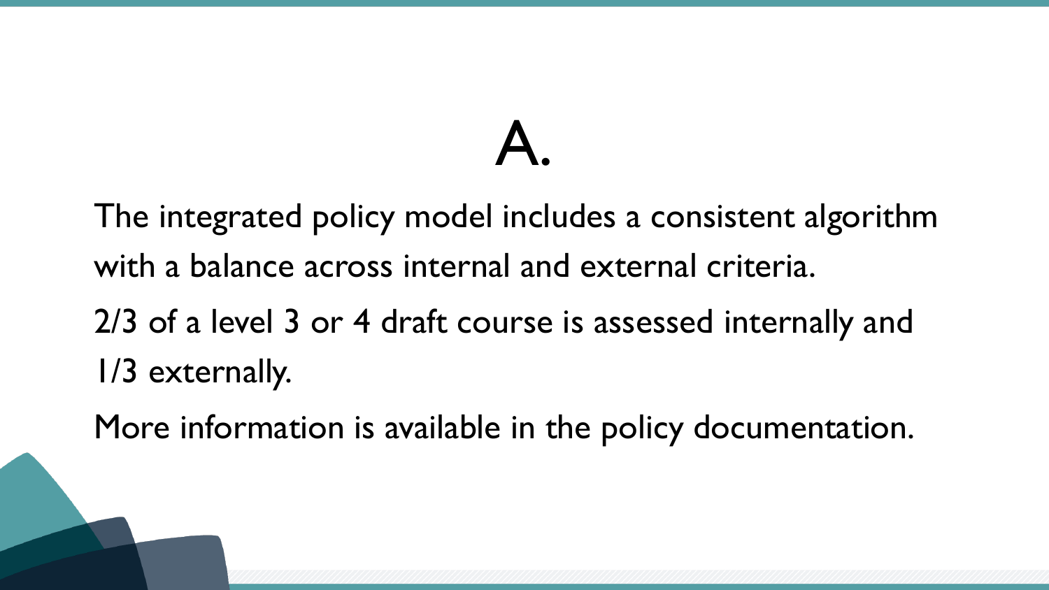# A.

The integrated policy model includes a consistent algorithm with a balance across internal and external criteria.

2/3 of a level 3 or 4 draft course is assessed internally and 1/3 externally.

More information is available in the policy documentation.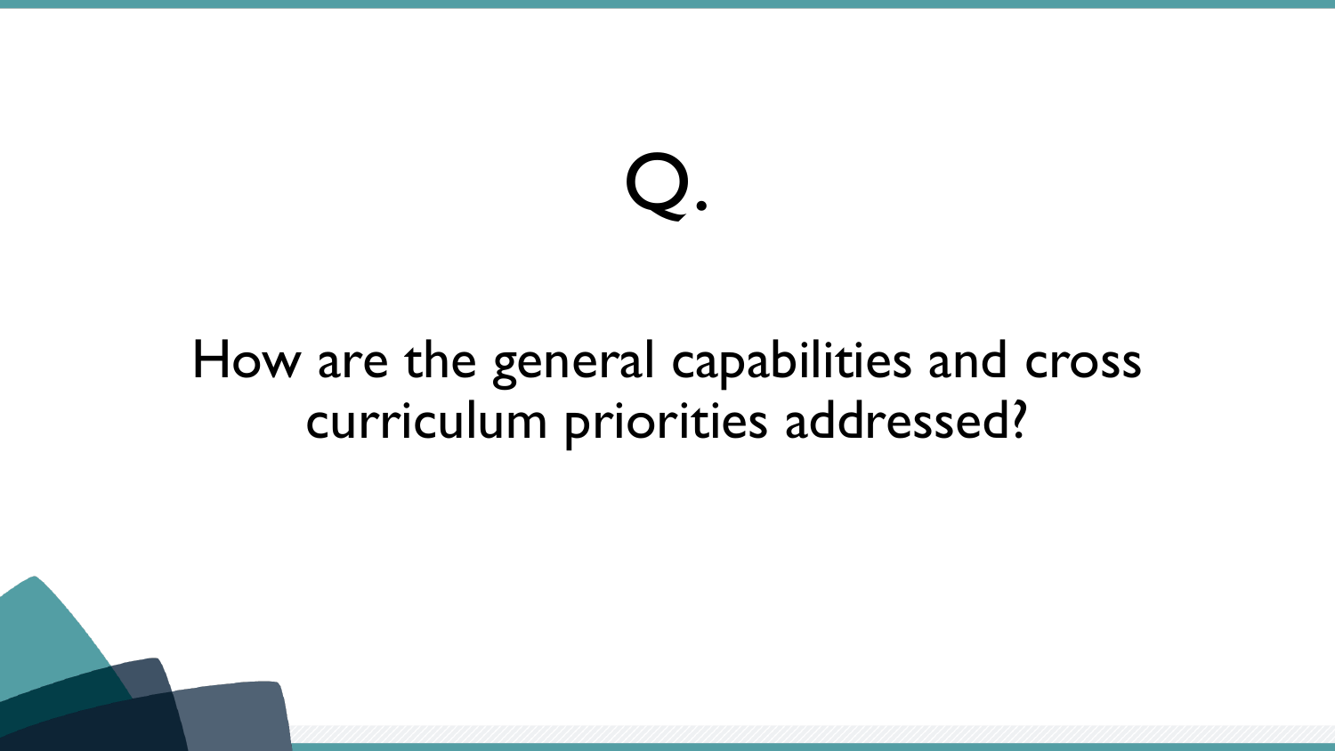# Q.

How are the general capabilities and cross curriculum priorities addressed?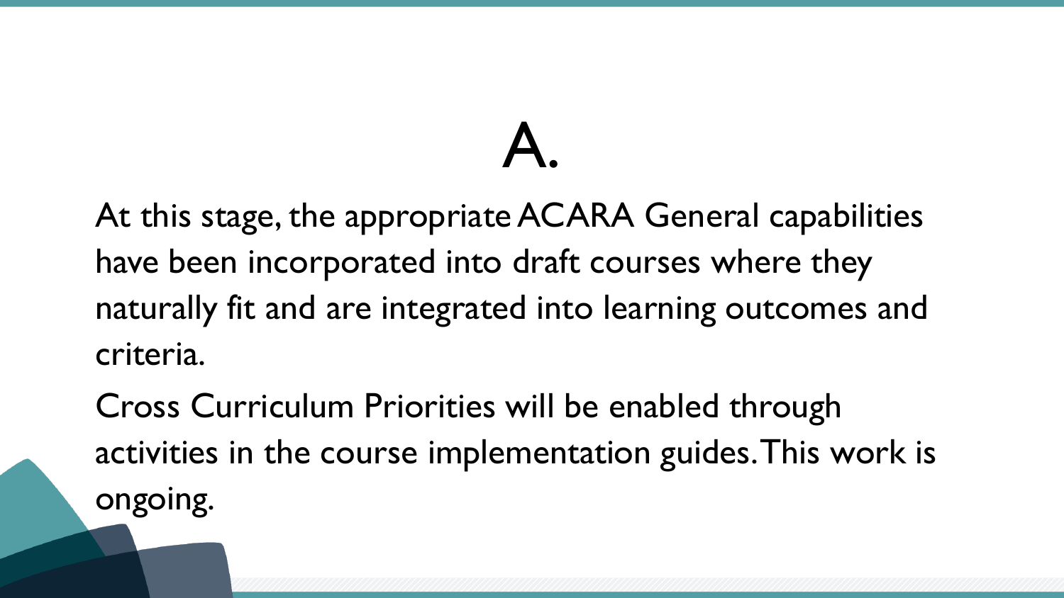# A.

At this stage, the appropriate ACARA General capabilities have been incorporated into draft courses where they naturally fit and are integrated into learning outcomes and criteria.

Cross Curriculum Priorities will be enabled through activities in the course implementation guides. This work is ongoing.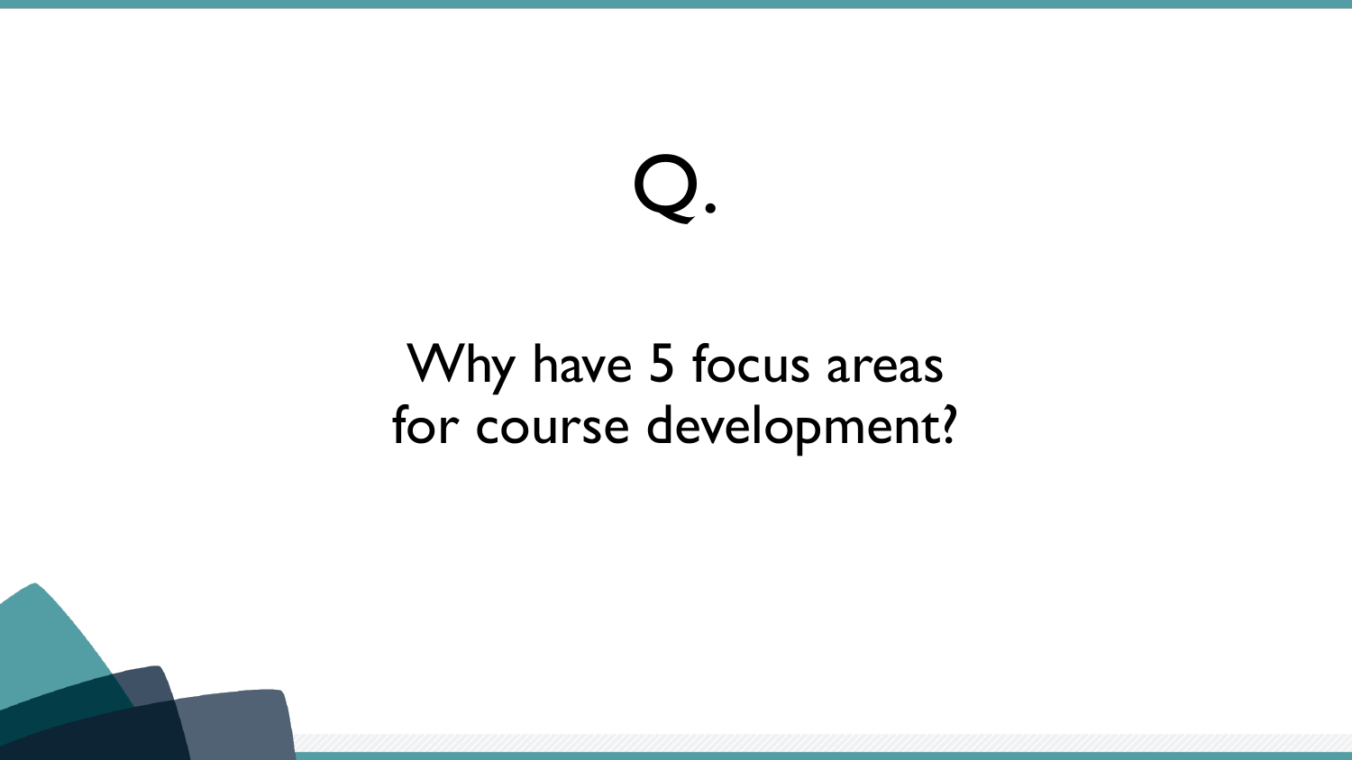# Q.

## Why have 5 focus areas for course development?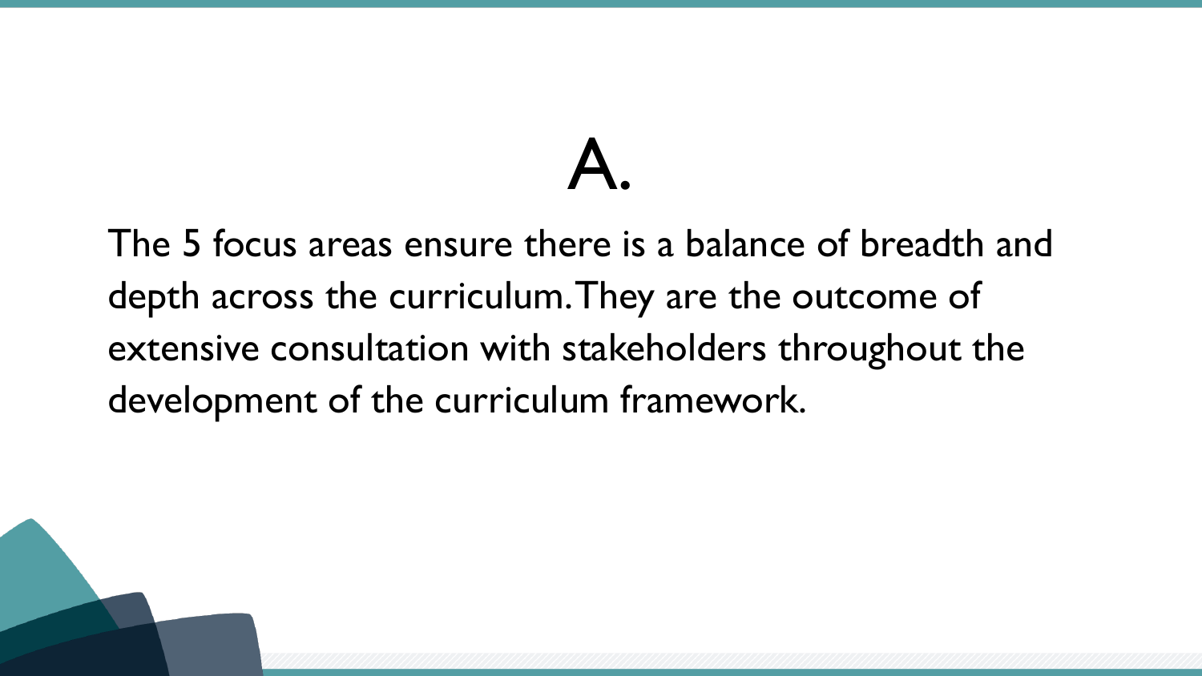# A.

The 5 focus areas ensure there is a balance of breadth and depth across the curriculum. They are the outcome of extensive consultation with stakeholders throughout the development of the curriculum framework.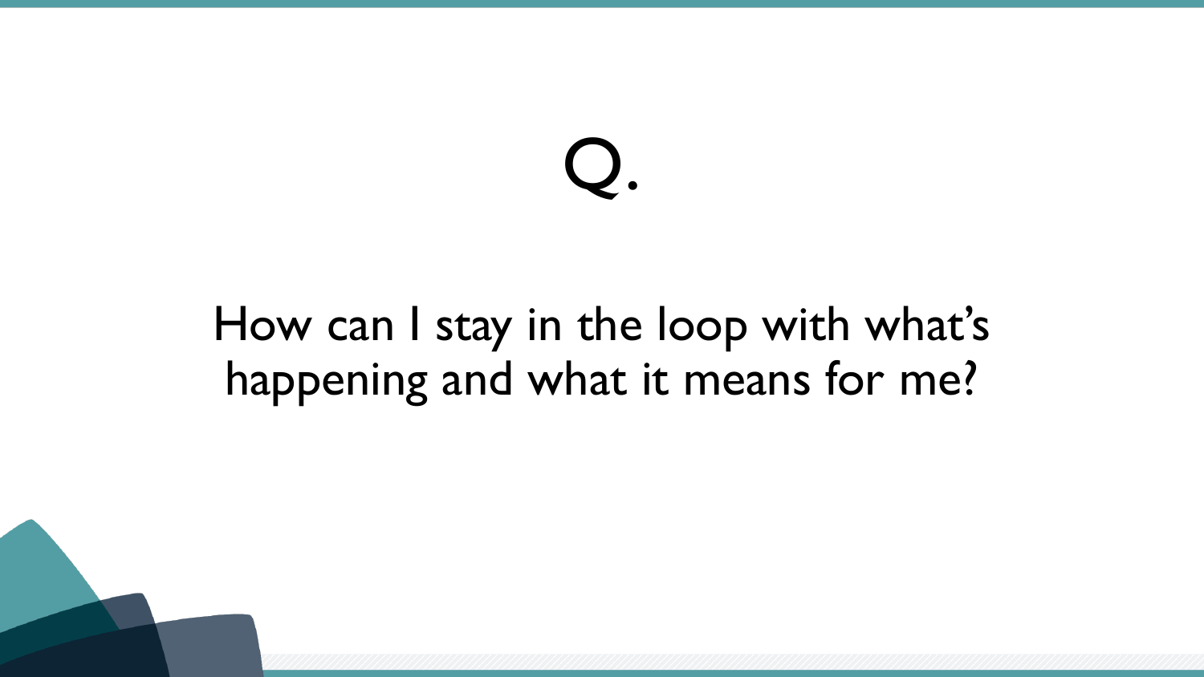# Q.

How can I stay in the loop with what's happening and what it means for me?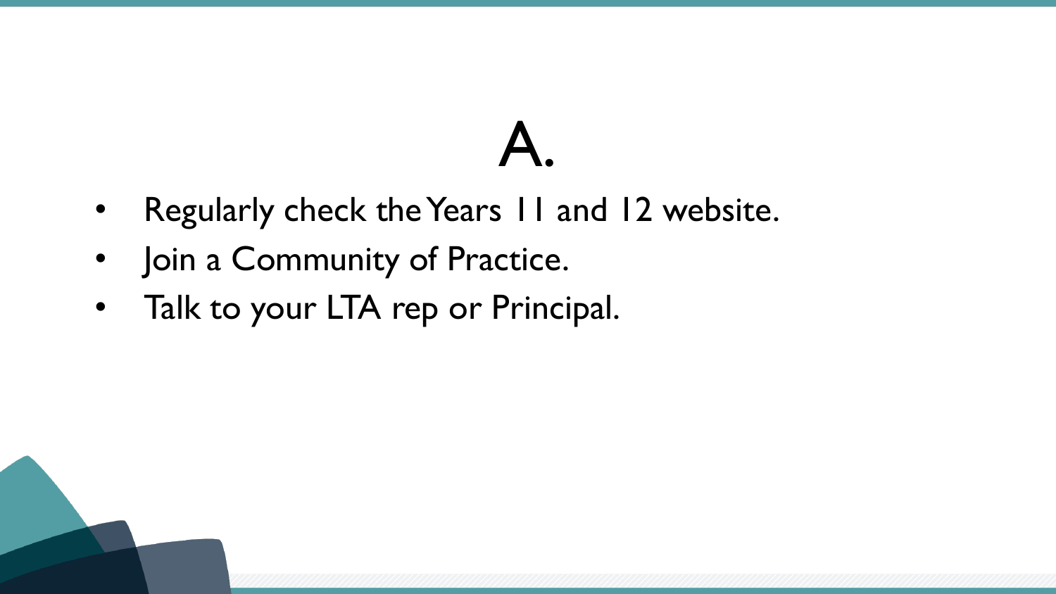# A.

- Regularly check the Years 11 and 12 website.
- Join a Community of Practice.
- Talk to your LTA rep or Principal.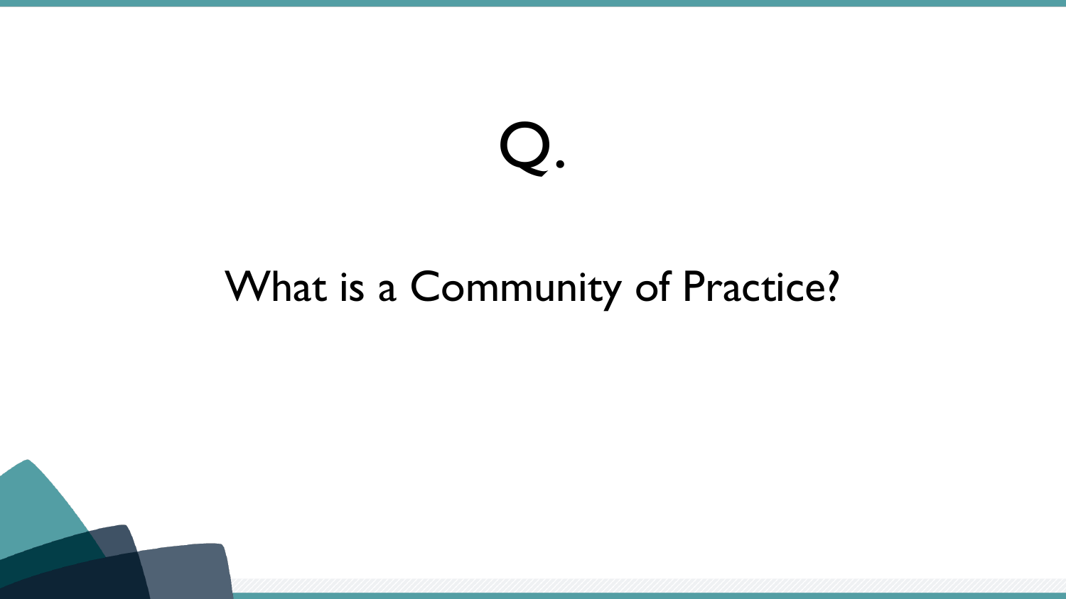# Q.

## What is a Community of Practice?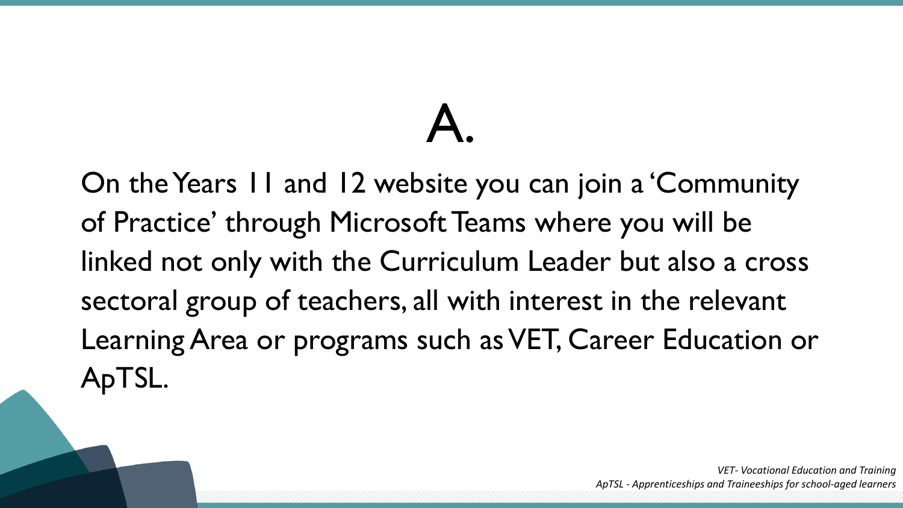# A.

On the Years 11 and 12 website you can join a 'Community of Practice' through Microsoft Teams where you will be linked not only with the Curriculum Leader but also a cross sectoral group of teachers, all with interest in the relevant Learning Area or programs such as VET, Career Education or ApTSL.

*VET- Vocational Education and Training*
*ApTSL - Apprenticeships and Traineeships for school-aged learners*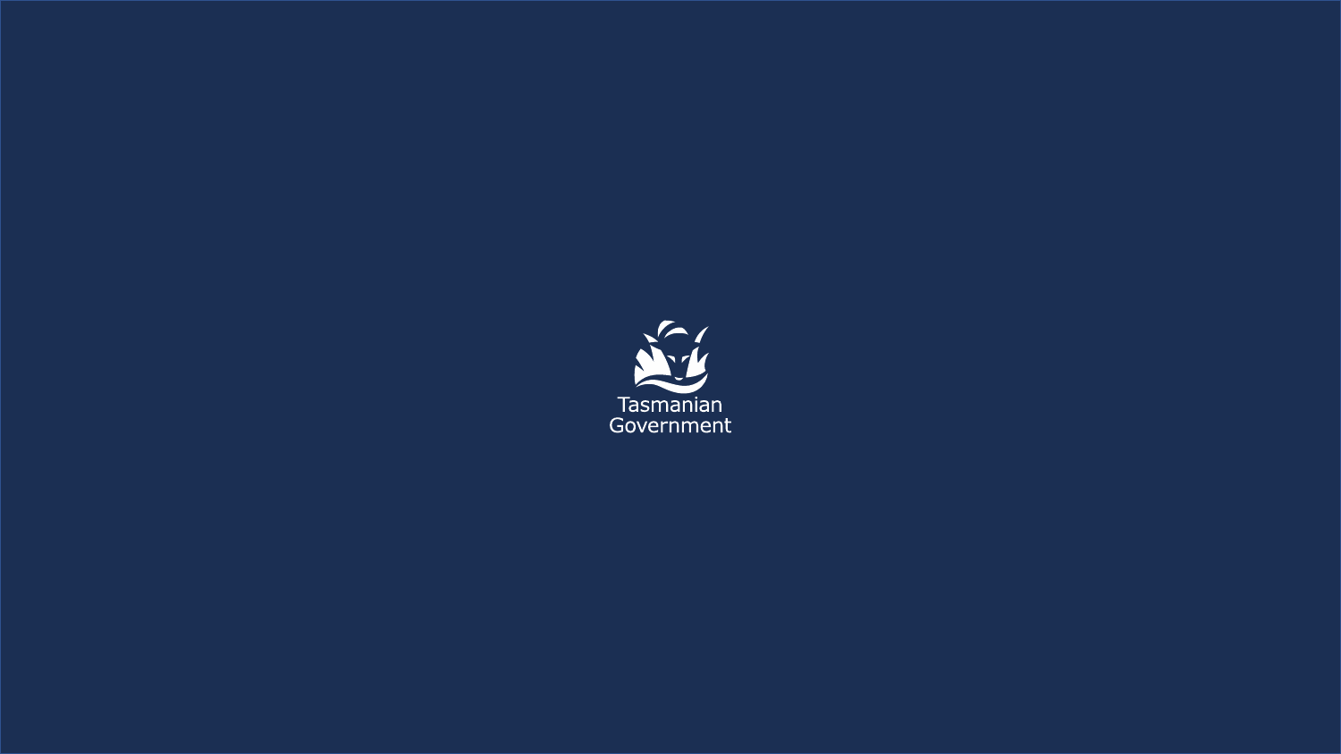Tasmanian Government